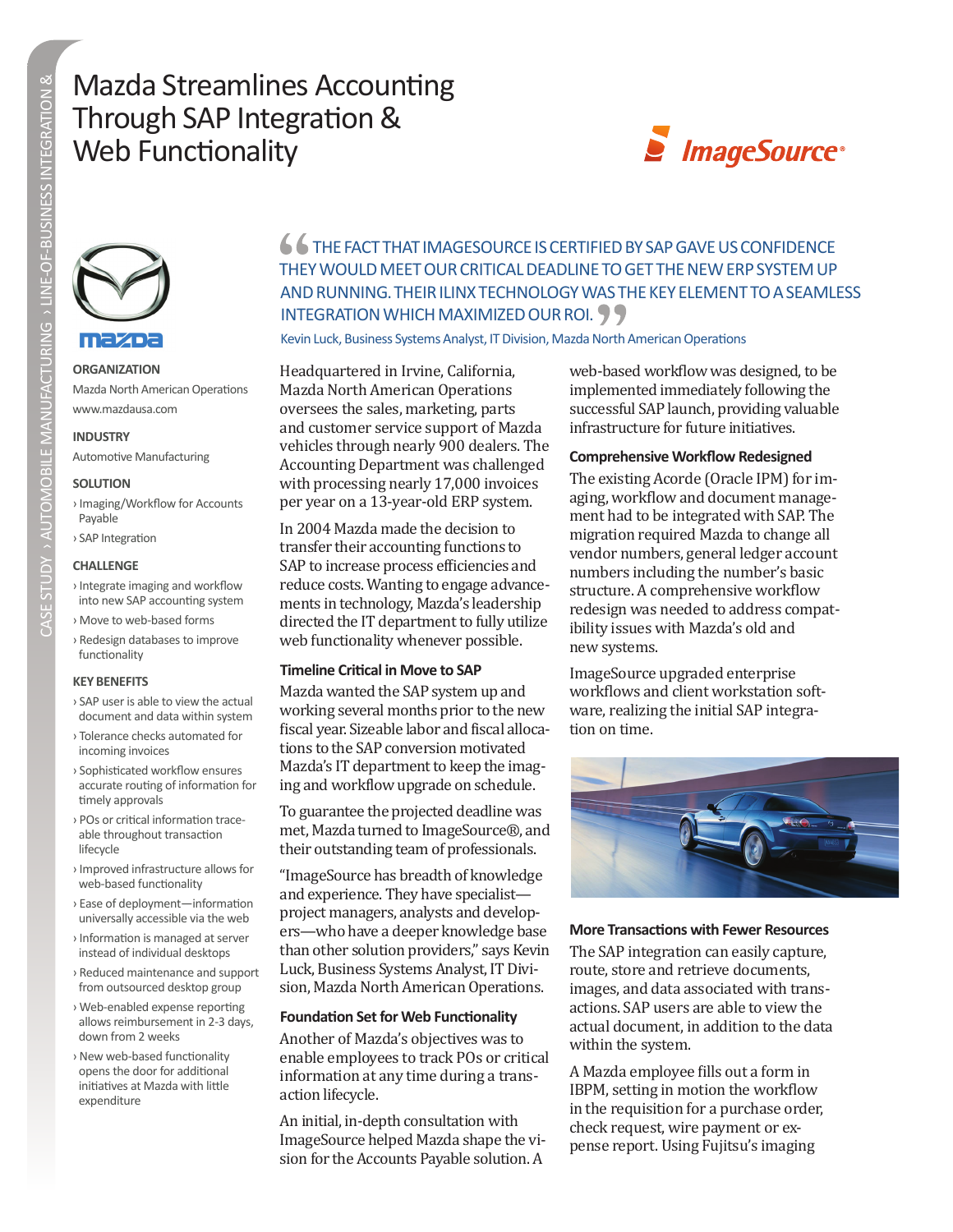# Mazda Streamlines Accounting Through SAP Integration & Web Functionality

CASE STUDY › AUTOMOBILE MANUFACTURING › LINE-OF-BUSINESS INTEGRATION &

ImageSource®

**ORGANIZATION**

Mazda North American Operations
www.mazdausa.com

**INDUSTRY**

Automotive Manufacturing

**SOLUTION**

- › Imaging/Workflow for Accounts Payable
- › SAP Integration

**CHALLENGE**

- › Integrate imaging and workflow into new SAP accounting system
- › Move to web-based forms
- › Redesign databases to improve functionality

**KEY BENEFITS**

- › SAP user is able to view the actual document and data within system
- › Tolerance checks automated for incoming invoices
- › Sophisticated workflow ensures accurate routing of information for timely approvals
- › POs or critical information traceable throughout transaction lifecycle
- › Improved infrastructure allows for web-based functionality
- › Ease of deployment—information universally accessible via the web
- › Information is managed at server instead of individual desktops
- › Reduced maintenance and support from outsourced desktop group
- › Web-enabled expense reporting allows reimbursement in 2-3 days, down from 2 weeks
- › New web-based functionality opens the door for additional initiatives at Mazda with little expenditure

“THE FACT THAT IMAGESOURCE IS CERTIFIED BY SAP GAVE US CONFIDENCE THEY WOULD MEET OUR CRITICAL DEADLINE TO GET THE NEW ERP SYSTEM UP AND RUNNING. THEIR ILINX TECHNOLOGY WAS THE KEY ELEMENT TO A SEAMLESS INTEGRATION WHICH MAXIMIZED OUR ROI.”

Kevin Luck, Business Systems Analyst, IT Division, Mazda North American Operations

Headquartered in Irvine, California, Mazda North American Operations oversees the sales, marketing, parts and customer service support of Mazda vehicles through nearly 900 dealers. The Accounting Department was challenged with processing nearly 17,000 invoices per year on a 13-year-old ERP system.

In 2004 Mazda made the decision to transfer their accounting functions to SAP to increase process efficiencies and reduce costs. Wanting to engage advancements in technology, Mazda’s leadership directed the IT department to fully utilize web functionality whenever possible.

### Timeline Critical in Move to SAP

Mazda wanted the SAP system up and working several months prior to the new fiscal year. Sizeable labor and fiscal allocations to the SAP conversion motivated Mazda’s IT department to keep the imaging and workflow upgrade on schedule.

To guarantee the projected deadline was met, Mazda turned to ImageSource®, and their outstanding team of professionals.

“ImageSource has breadth of knowledge and experience. They have specialist—project managers, analysts and developers—who have a deeper knowledge base than other solution providers,” says Kevin Luck, Business Systems Analyst, IT Division, Mazda North American Operations.

### Foundation Set for Web Functionality

Another of Mazda’s objectives was to enable employees to track POs or critical information at any time during a transaction lifecycle.

An initial, in-depth consultation with ImageSource helped Mazda shape the vision for the Accounts Payable solution. A web-based workflow was designed, to be implemented immediately following the successful SAP launch, providing valuable infrastructure for future initiatives.

### Comprehensive Workflow Redesigned

The existing Acorde (Oracle IPM) for imaging, workflow and document management had to be integrated with SAP. The migration required Mazda to change all vendor numbers, general ledger account numbers including the number’s basic structure. A comprehensive workflow redesign was needed to address compatibility issues with Mazda’s old and new systems.

ImageSource upgraded enterprise workflows and client workstation software, realizing the initial SAP integration on time.

### More Transactions with Fewer Resources

The SAP integration can easily capture, route, store and retrieve documents, images, and data associated with transactions. SAP users are able to view the actual document, in addition to the data within the system.

A Mazda employee fills out a form in IBPM, setting in motion the workflow in the requisition for a purchase order, check request, wire payment or expense report. Using Fujitsu’s imaging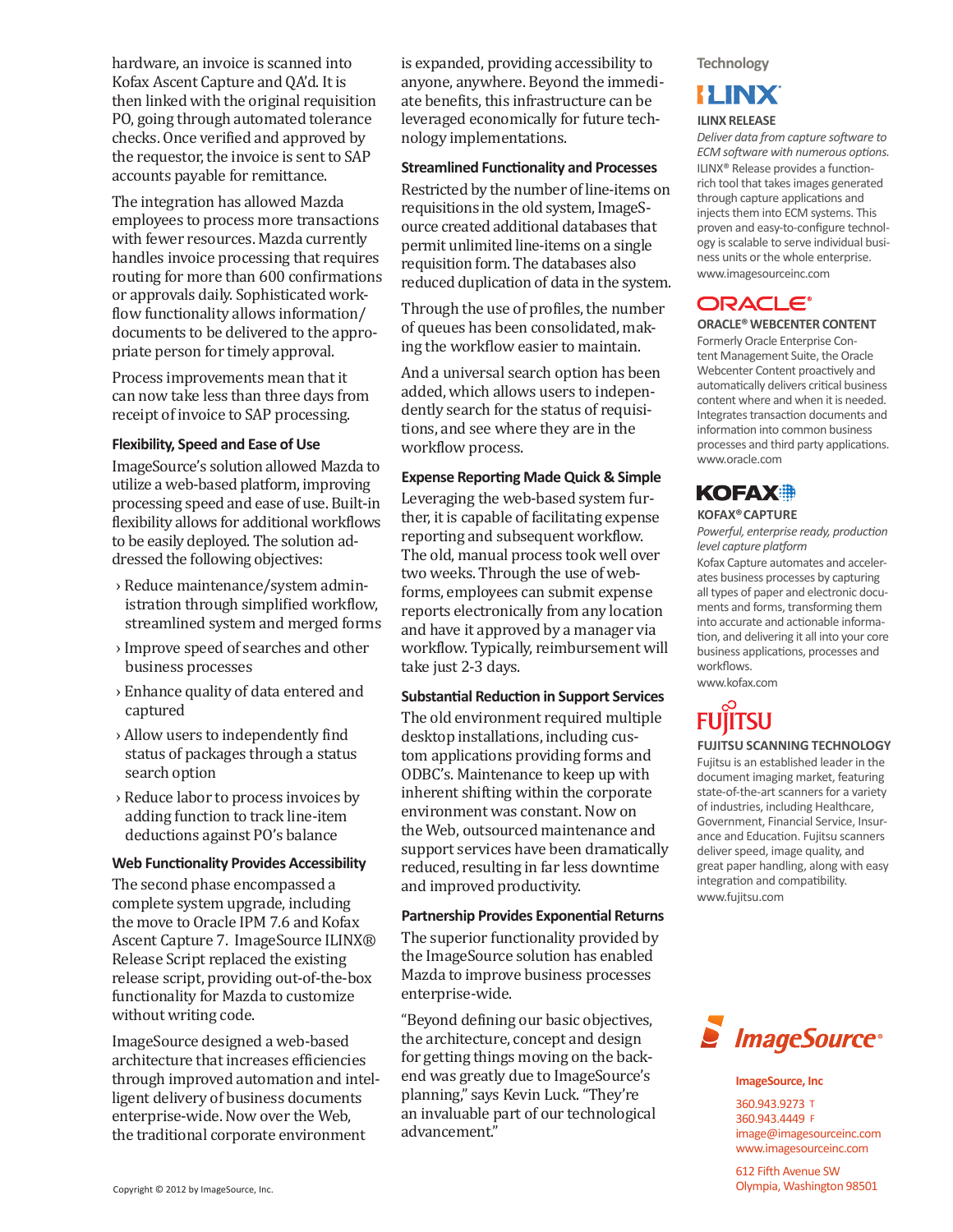hardware, an invoice is scanned into Kofax Ascent Capture and QA'd. It is then linked with the original requisition PO, going through automated tolerance checks. Once verified and approved by the requestor, the invoice is sent to SAP accounts payable for remittance.

The integration has allowed Mazda employees to process more transactions with fewer resources. Mazda currently handles invoice processing that requires routing for more than 600 confirmations or approvals daily. Sophisticated workflow functionality allows information/documents to be delivered to the appropriate person for timely approval.

Process improvements mean that it can now take less than three days from receipt of invoice to SAP processing.

### Flexibility, Speed and Ease of Use

ImageSource's solution allowed Mazda to utilize a web-based platform, improving processing speed and ease of use. Built-in flexibility allows for additional workflows to be easily deployed. The solution addressed the following objectives:

- › Reduce maintenance/system administration through simplified workflow, streamlined system and merged forms
- › Improve speed of searches and other business processes
- › Enhance quality of data entered and captured
- › Allow users to independently find status of packages through a status search option
- › Reduce labor to process invoices by adding function to track line-item deductions against PO's balance

### Web Functionality Provides Accessibility

The second phase encompassed a complete system upgrade, including the move to Oracle IPM 7.6 and Kofax Ascent Capture 7. ImageSource ILINX® Release Script replaced the existing release script, providing out-of-the-box functionality for Mazda to customize without writing code.

ImageSource designed a web-based architecture that increases efficiencies through improved automation and intelligent delivery of business documents enterprise-wide. Now over the Web, the traditional corporate environment is expanded, providing accessibility to anyone, anywhere. Beyond the immediate benefits, this infrastructure can be leveraged economically for future technology implementations.

### Streamlined Functionality and Processes

Restricted by the number of line-items on requisitions in the old system, ImageSource created additional databases that permit unlimited line-items on a single requisition form. The databases also reduced duplication of data in the system.

Through the use of profiles, the number of queues has been consolidated, making the workflow easier to maintain.

And a universal search option has been added, which allows users to independently search for the status of requisitions, and see where they are in the workflow process.

### Expense Reporting Made Quick & Simple

Leveraging the web-based system further, it is capable of facilitating expense reporting and subsequent workflow. The old, manual process took well over two weeks. Through the use of web-forms, employees can submit expense reports electronically from any location and have it approved by a manager via workflow. Typically, reimbursement will take just 2-3 days.

### Substantial Reduction in Support Services

The old environment required multiple desktop installations, including custom applications providing forms and ODBC's. Maintenance to keep up with inherent shifting within the corporate environment was constant. Now on the Web, outsourced maintenance and support services have been dramatically reduced, resulting in far less downtime and improved productivity.

### Partnership Provides Exponential Returns

The superior functionality provided by the ImageSource solution has enabled Mazda to improve business processes enterprise-wide.

"Beyond defining our basic objectives, the architecture, concept and design for getting things moving on the back-end was greatly due to ImageSource's planning," says Kevin Luck. "They're an invaluable part of our technological advancement."

## Technology

ILINX

**ILINX RELEASE**

*Deliver data from capture software to ECM software with numerous options.*

ILINX® Release provides a function-rich tool that takes images generated through capture applications and injects them into ECM systems. This proven and easy-to-configure technology is scalable to serve individual business units or the whole enterprise.

www.imagesourceinc.com

ORACLE®

**ORACLE® WEBCENTER CONTENT**

Formerly Oracle Enterprise Content Management Suite, the Oracle Webcenter Content proactively and automatically delivers critical business content where and when it is needed. Integrates transaction documents and information into common business processes and third party applications.

www.oracle.com

KOFAX

**KOFAX® CAPTURE**

*Powerful, enterprise ready, production level capture platform*

Kofax Capture automates and accelerates business processes by capturing all types of paper and electronic documents and forms, transforming them into accurate and actionable information, and delivering it all into your core business applications, processes and workflows.

www.kofax.com

FUJITSU

**FUJITSU SCANNING TECHNOLOGY**

Fujitsu is an established leader in the document imaging market, featuring state-of-the-art scanners for a variety of industries, including Healthcare, Government, Financial Service, Insurance and Education. Fujitsu scanners deliver speed, image quality, and great paper handling, along with easy integration and compatibility.

www.fujitsu.com

ImageSource®

**ImageSource, Inc**

360.943.9273 T
360.943.4449 F
image@imagesourceinc.com
www.imagesourceinc.com

612 Fifth Avenue SW
Olympia, Washington 98501

Copyright © 2012 by ImageSource, Inc.